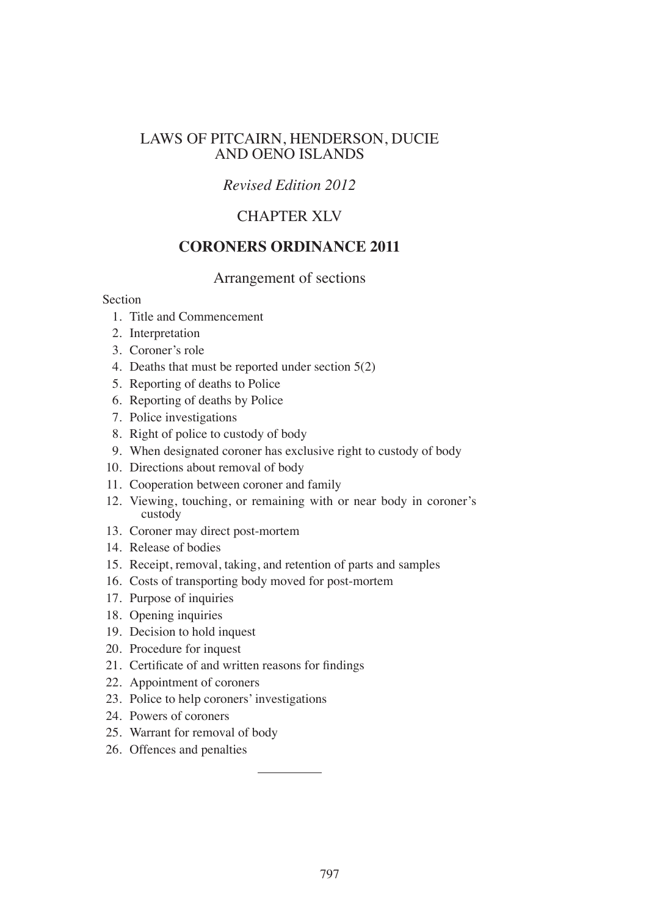# LAWS OF PITCAIRN, HENDERSON, DUCIE AND OENO ISLANDS

*Revised Edition 2012*

## CHAPTER XLV

## **CORONERS ORDINANCE 2011**

### Arrangement of sections

Section

1. Title and Commencement
2. Interpretation
3. Coroner's role
4. Deaths that must be reported under section 5(2)
5. Reporting of deaths to Police
6. Reporting of deaths by Police
7. Police investigations
8. Right of police to custody of body
9. When designated coroner has exclusive right to custody of body
10. Directions about removal of body
11. Cooperation between coroner and family
12. Viewing, touching, or remaining with or near body in coroner's custody
13. Coroner may direct post-mortem
14. Release of bodies
15. Receipt, removal, taking, and retention of parts and samples
16. Costs of transporting body moved for post-mortem
17. Purpose of inquiries
18. Opening inquiries
19. Decision to hold inquest
20. Procedure for inquest
21. Certificate of and written reasons for findings
22. Appointment of coroners
23. Police to help coroners' investigations
24. Powers of coroners
25. Warrant for removal of body
26. Offences and penalties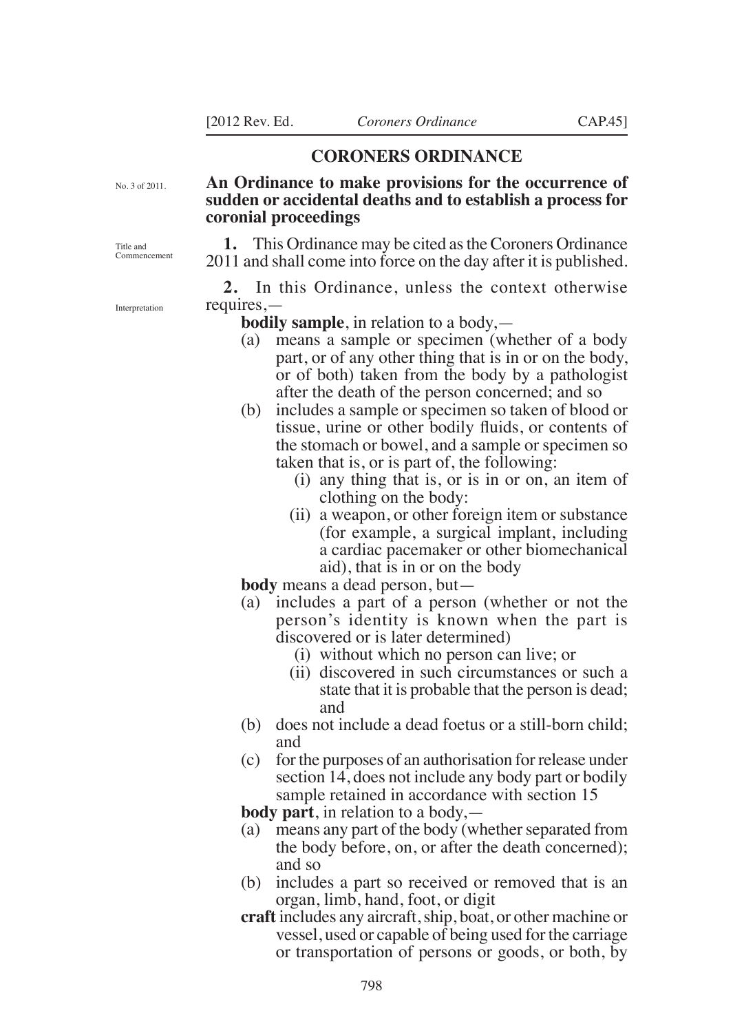# CORONERS ORDINANCE

No. 3 of 2011.

**An Ordinance to make provisions for the occurrence of sudden or accidental deaths and to establish a process for coronial proceedings**

Title and Commencement

**1.** This Ordinance may be cited as the Coroners Ordinance 2011 and shall come into force on the day after it is published.

Interpretation

**2.** In this Ordinance, unless the context otherwise requires,—

**bodily sample**, in relation to a body,—

- (a) means a sample or specimen (whether of a body part, or of any other thing that is in or on the body, or of both) taken from the body by a pathologist after the death of the person concerned; and so
- (b) includes a sample or specimen so taken of blood or tissue, urine or other bodily fluids, or contents of the stomach or bowel, and a sample or specimen so taken that is, or is part of, the following:
  - (i) any thing that is, or is in or on, an item of clothing on the body:
  - (ii) a weapon, or other foreign item or substance (for example, a surgical implant, including a cardiac pacemaker or other biomechanical aid), that is in or on the body

**body** means a dead person, but—

- (a) includes a part of a person (whether or not the person's identity is known when the part is discovered or is later determined)
  - (i) without which no person can live; or
  - (ii) discovered in such circumstances or such a state that it is probable that the person is dead; and
- (b) does not include a dead foetus or a still-born child; and
- (c) for the purposes of an authorisation for release under section 14, does not include any body part or bodily sample retained in accordance with section 15

**body part**, in relation to a body,—

- (a) means any part of the body (whether separated from the body before, on, or after the death concerned); and so
- (b) includes a part so received or removed that is an organ, limb, hand, foot, or digit

**craft** includes any aircraft, ship, boat, or other machine or vessel, used or capable of being used for the carriage or transportation of persons or goods, or both, by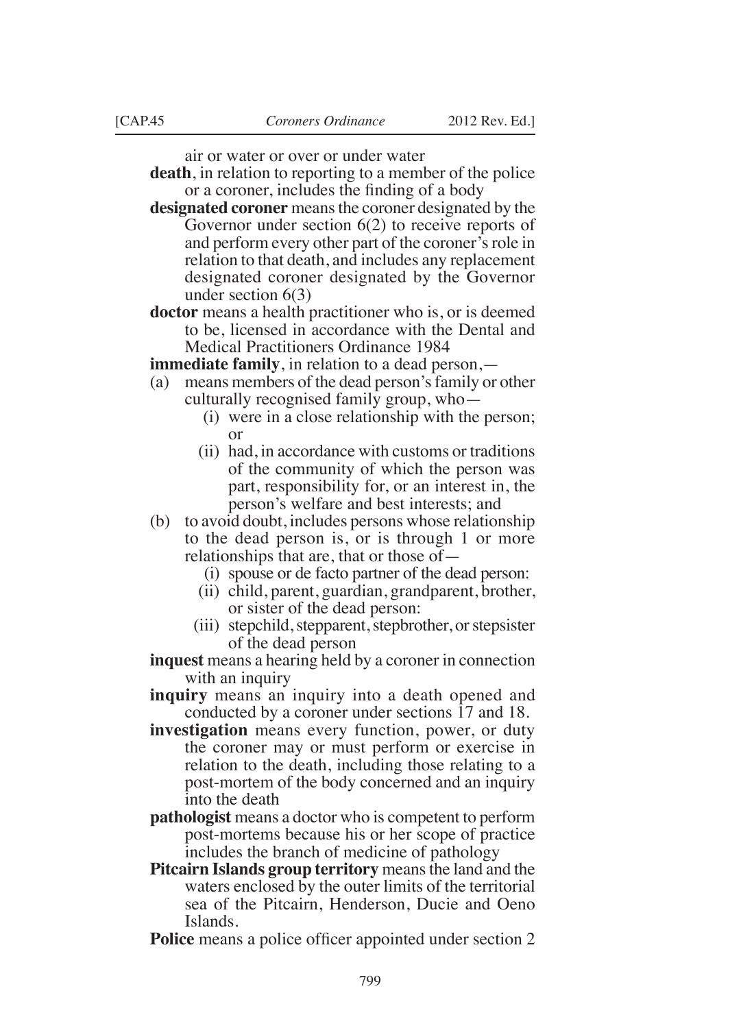air or water or over or under water

**death**, in relation to reporting to a member of the police or a coroner, includes the finding of a body

**designated coroner** means the coroner designated by the Governor under section 6(2) to receive reports of and perform every other part of the coroner's role in relation to that death, and includes any replacement designated coroner designated by the Governor under section 6(3)

**doctor** means a health practitioner who is, or is deemed to be, licensed in accordance with the Dental and Medical Practitioners Ordinance 1984

**immediate family**, in relation to a dead person,—

(a) means members of the dead person's family or other culturally recognised family group, who—
  - (i) were in a close relationship with the person; or
  - (ii) had, in accordance with customs or traditions of the community of which the person was part, responsibility for, or an interest in, the person's welfare and best interests; and

(b) to avoid doubt, includes persons whose relationship to the dead person is, or is through 1 or more relationships that are, that or those of—
  - (i) spouse or de facto partner of the dead person:
  - (ii) child, parent, guardian, grandparent, brother, or sister of the dead person:
  - (iii) stepchild, stepparent, stepbrother, or stepsister of the dead person

**inquest** means a hearing held by a coroner in connection with an inquiry

**inquiry** means an inquiry into a death opened and conducted by a coroner under sections 17 and 18.

**investigation** means every function, power, or duty the coroner may or must perform or exercise in relation to the death, including those relating to a post-mortem of the body concerned and an inquiry into the death

**pathologist** means a doctor who is competent to perform post-mortems because his or her scope of practice includes the branch of medicine of pathology

**Pitcairn Islands group territory** means the land and the waters enclosed by the outer limits of the territorial sea of the Pitcairn, Henderson, Ducie and Oeno Islands.

**Police** means a police officer appointed under section 2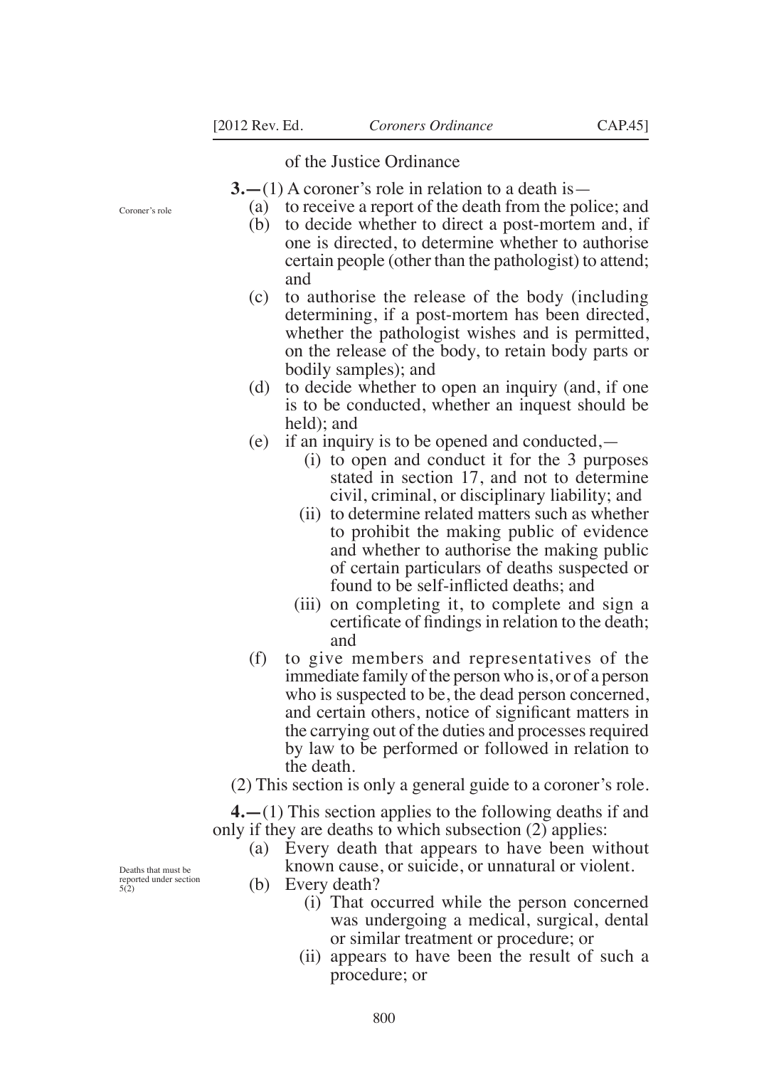of the Justice Ordinance

Coroner's role

**3.—**(1) A coroner's role in relation to a death is—

(a) to receive a report of the death from the police; and

(b) to decide whether to direct a post-mortem and, if one is directed, to determine whether to authorise certain people (other than the pathologist) to attend; and

(c) to authorise the release of the body (including determining, if a post-mortem has been directed, whether the pathologist wishes and is permitted, on the release of the body, to retain body parts or bodily samples); and

(d) to decide whether to open an inquiry (and, if one is to be conducted, whether an inquest should be held); and

(e) if an inquiry is to be opened and conducted,—

(i) to open and conduct it for the 3 purposes stated in section 17, and not to determine civil, criminal, or disciplinary liability; and

(ii) to determine related matters such as whether to prohibit the making public of evidence and whether to authorise the making public of certain particulars of deaths suspected or found to be self-inflicted deaths; and

(iii) on completing it, to complete and sign a certificate of findings in relation to the death; and

(f) to give members and representatives of the immediate family of the person who is, or of a person who is suspected to be, the dead person concerned, and certain others, notice of significant matters in the carrying out of the duties and processes required by law to be performed or followed in relation to the death.

(2) This section is only a general guide to a coroner's role.

Deaths that must be reported under section 5(2)

**4.—**(1) This section applies to the following deaths if and only if they are deaths to which subsection (2) applies:

(a) Every death that appears to have been without known cause, or suicide, or unnatural or violent.

(b) Every death?

(i) That occurred while the person concerned was undergoing a medical, surgical, dental or similar treatment or procedure; or

(ii) appears to have been the result of such a procedure; or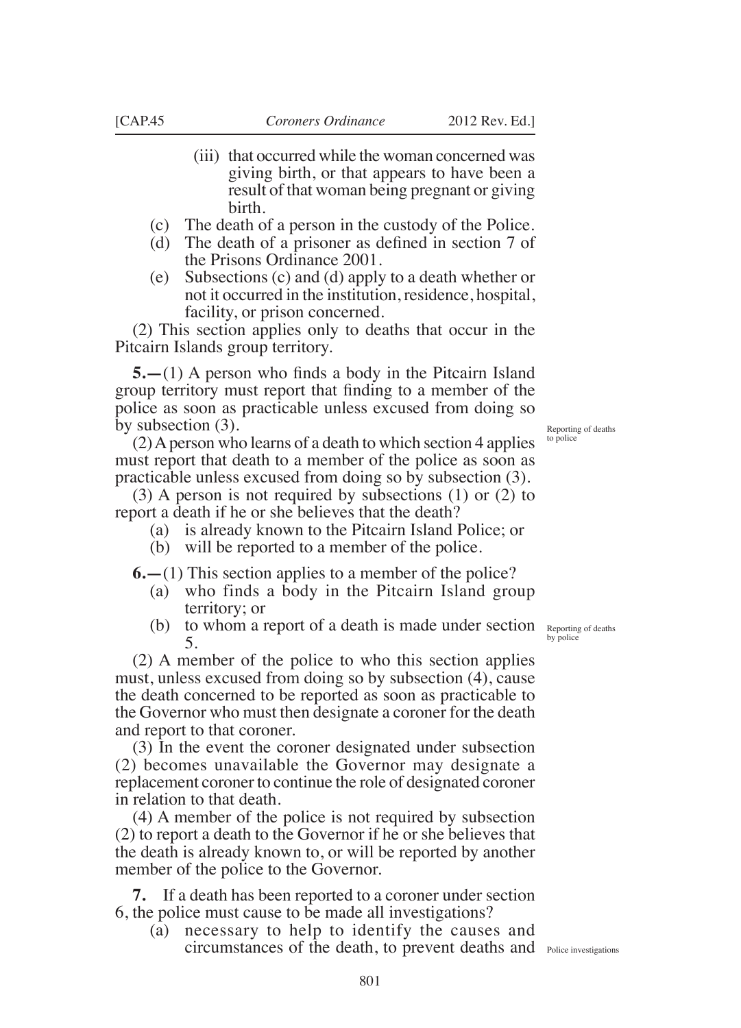(iii) that occurred while the woman concerned was giving birth, or that appears to have been a result of that woman being pregnant or giving birth.

(c) The death of a person in the custody of the Police.

(d) The death of a prisoner as defined in section 7 of the Prisons Ordinance 2001.

(e) Subsections (c) and (d) apply to a death whether or not it occurred in the institution, residence, hospital, facility, or prison concerned.

(2) This section applies only to deaths that occur in the Pitcairn Islands group territory.

Reporting of deaths to police

**5.—**(1) A person who finds a body in the Pitcairn Island group territory must report that finding to a member of the police as soon as practicable unless excused from doing so by subsection (3).

(2) A person who learns of a death to which section 4 applies must report that death to a member of the police as soon as practicable unless excused from doing so by subsection (3).

(3) A person is not required by subsections (1) or (2) to report a death if he or she believes that the death?

(a) is already known to the Pitcairn Island Police; or

(b) will be reported to a member of the police.

Reporting of deaths by police

**6.—**(1) This section applies to a member of the police?

(a) who finds a body in the Pitcairn Island group territory; or

(b) to whom a report of a death is made under section 5.

(2) A member of the police to who this section applies must, unless excused from doing so by subsection (4), cause the death concerned to be reported as soon as practicable to the Governor who must then designate a coroner for the death and report to that coroner.

(3) In the event the coroner designated under subsection (2) becomes unavailable the Governor may designate a replacement coroner to continue the role of designated coroner in relation to that death.

(4) A member of the police is not required by subsection (2) to report a death to the Governor if he or she believes that the death is already known to, or will be reported by another member of the police to the Governor.

Police investigations

**7.** If a death has been reported to a coroner under section 6, the police must cause to be made all investigations?

(a) necessary to help to identify the causes and circumstances of the death, to prevent deaths and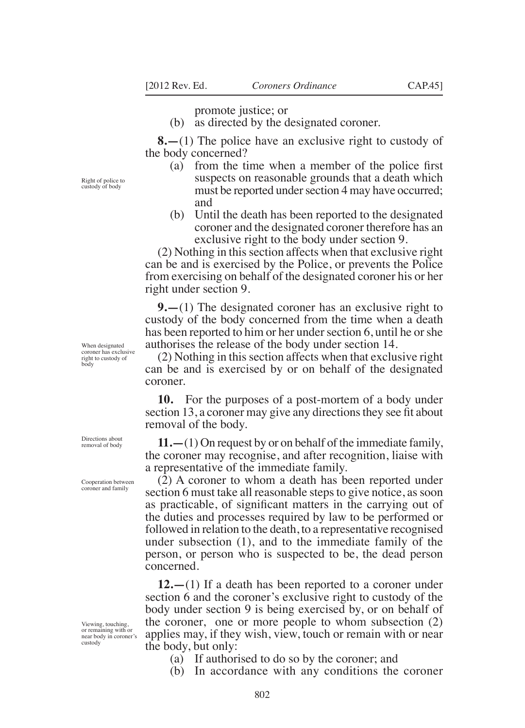promote justice; or

(b) as directed by the designated coroner.

Right of police to custody of body

**8.**—(1) The police have an exclusive right to custody of the body concerned?

(a) from the time when a member of the police first suspects on reasonable grounds that a death which must be reported under section 4 may have occurred; and

(b) Until the death has been reported to the designated coroner and the designated coroner therefore has an exclusive right to the body under section 9.

(2) Nothing in this section affects when that exclusive right can be and is exercised by the Police, or prevents the Police from exercising on behalf of the designated coroner his or her right under section 9.

When designated coroner has exclusive right to custody of body

**9.**—(1) The designated coroner has an exclusive right to custody of the body concerned from the time when a death has been reported to him or her under section 6, until he or she authorises the release of the body under section 14.

(2) Nothing in this section affects when that exclusive right can be and is exercised by or on behalf of the designated coroner.

Directions about removal of body

**10.** For the purposes of a post-mortem of a body under section 13, a coroner may give any directions they see fit about removal of the body.

Cooperation between coroner and family

**11.**—(1) On request by or on behalf of the immediate family, the coroner may recognise, and after recognition, liaise with a representative of the immediate family.

(2) A coroner to whom a death has been reported under section 6 must take all reasonable steps to give notice, as soon as practicable, of significant matters in the carrying out of the duties and processes required by law to be performed or followed in relation to the death, to a representative recognised under subsection (1), and to the immediate family of the person, or person who is suspected to be, the dead person concerned.

Viewing, touching, or remaining with or near body in coroner's custody

**12.**—(1) If a death has been reported to a coroner under section 6 and the coroner's exclusive right to custody of the body under section 9 is being exercised by, or on behalf of the coroner, one or more people to whom subsection (2) applies may, if they wish, view, touch or remain with or near the body, but only:

(a) If authorised to do so by the coroner; and

(b) In accordance with any conditions the coroner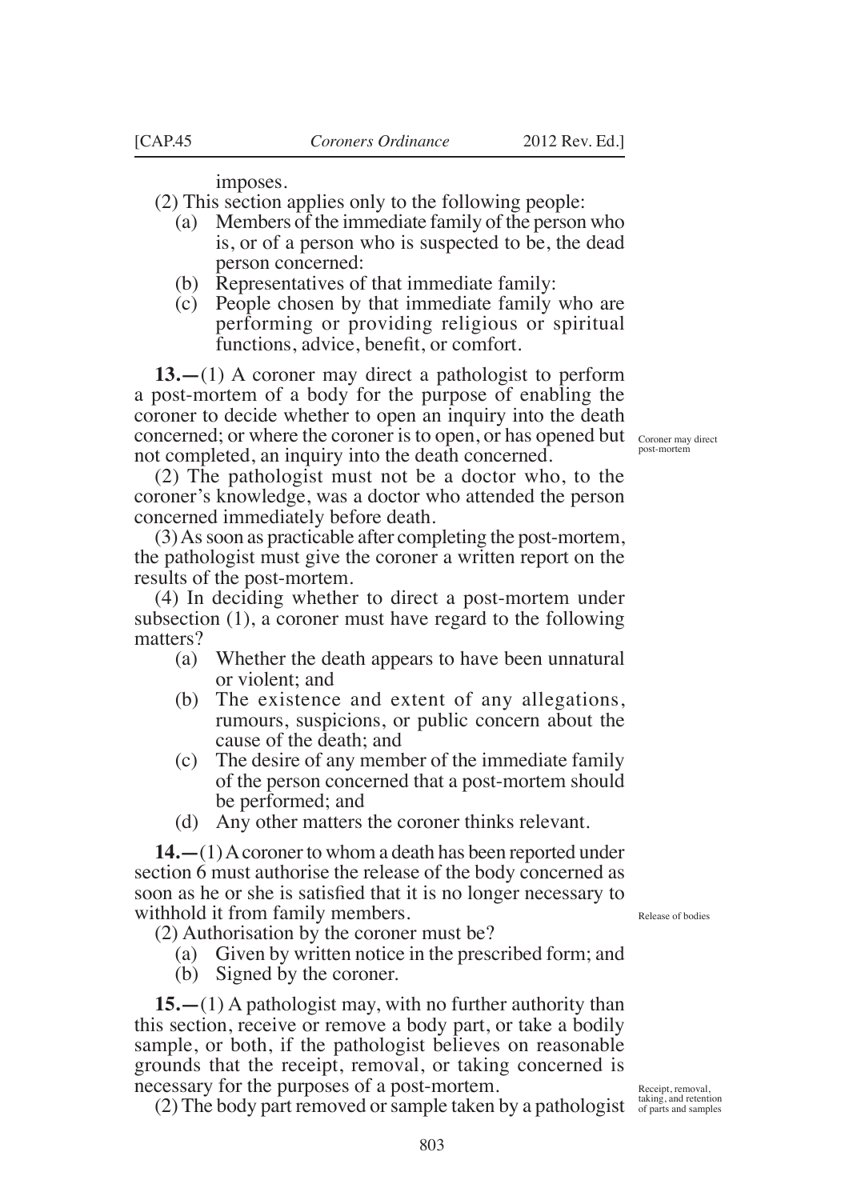imposes.

(2) This section applies only to the following people:

(a) Members of the immediate family of the person who is, or of a person who is suspected to be, the dead person concerned:

(b) Representatives of that immediate family:

(c) People chosen by that immediate family who are performing or providing religious or spiritual functions, advice, benefit, or comfort.

Coroner may direct post-mortem

**13.—**(1) A coroner may direct a pathologist to perform a post-mortem of a body for the purpose of enabling the coroner to decide whether to open an inquiry into the death concerned; or where the coroner is to open, or has opened but not completed, an inquiry into the death concerned.

(2) The pathologist must not be a doctor who, to the coroner's knowledge, was a doctor who attended the person concerned immediately before death.

(3) As soon as practicable after completing the post-mortem, the pathologist must give the coroner a written report on the results of the post-mortem.

(4) In deciding whether to direct a post-mortem under subsection (1), a coroner must have regard to the following matters?

(a) Whether the death appears to have been unnatural or violent; and

(b) The existence and extent of any allegations, rumours, suspicions, or public concern about the cause of the death; and

(c) The desire of any member of the immediate family of the person concerned that a post-mortem should be performed; and

(d) Any other matters the coroner thinks relevant.

Release of bodies

**14.—**(1) A coroner to whom a death has been reported under section 6 must authorise the release of the body concerned as soon as he or she is satisfied that it is no longer necessary to withhold it from family members.

(2) Authorisation by the coroner must be?

(a) Given by written notice in the prescribed form; and

(b) Signed by the coroner.

Receipt, removal, taking, and retention of parts and samples

**15.—**(1) A pathologist may, with no further authority than this section, receive or remove a body part, or take a bodily sample, or both, if the pathologist believes on reasonable grounds that the receipt, removal, or taking concerned is necessary for the purposes of a post-mortem.

(2) The body part removed or sample taken by a pathologist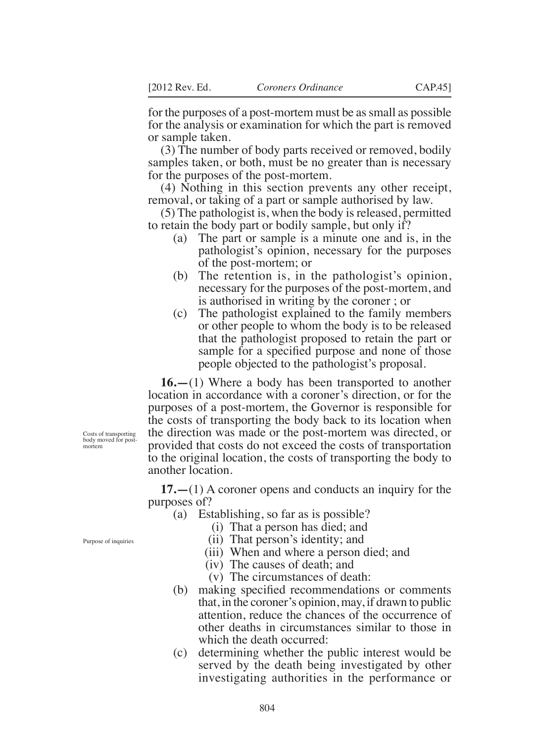for the purposes of a post-mortem must be as small as possible for the analysis or examination for which the part is removed or sample taken.

(3) The number of body parts received or removed, bodily samples taken, or both, must be no greater than is necessary for the purposes of the post-mortem.

(4) Nothing in this section prevents any other receipt, removal, or taking of a part or sample authorised by law.

(5) The pathologist is, when the body is released, permitted to retain the body part or bodily sample, but only if?

(a) The part or sample is a minute one and is, in the pathologist's opinion, necessary for the purposes of the post-mortem; or

(b) The retention is, in the pathologist's opinion, necessary for the purposes of the post-mortem, and is authorised in writing by the coroner ; or

(c) The pathologist explained to the family members or other people to whom the body is to be released that the pathologist proposed to retain the part or sample for a specified purpose and none of those people objected to the pathologist's proposal.

Costs of transporting body moved for post-mortem

**16.—**(1) Where a body has been transported to another location in accordance with a coroner's direction, or for the purposes of a post-mortem, the Governor is responsible for the costs of transporting the body back to its location when the direction was made or the post-mortem was directed, or provided that costs do not exceed the costs of transportation to the original location, the costs of transporting the body to another location.

Purpose of inquiries

**17.—**(1) A coroner opens and conducts an inquiry for the purposes of?

(a) Establishing, so far as is possible?

(i) That a person has died; and

(ii) That person's identity; and

(iii) When and where a person died; and

(iv) The causes of death; and

(v) The circumstances of death:

(b) making specified recommendations or comments that, in the coroner's opinion, may, if drawn to public attention, reduce the chances of the occurrence of other deaths in circumstances similar to those in which the death occurred:

(c) determining whether the public interest would be served by the death being investigated by other investigating authorities in the performance or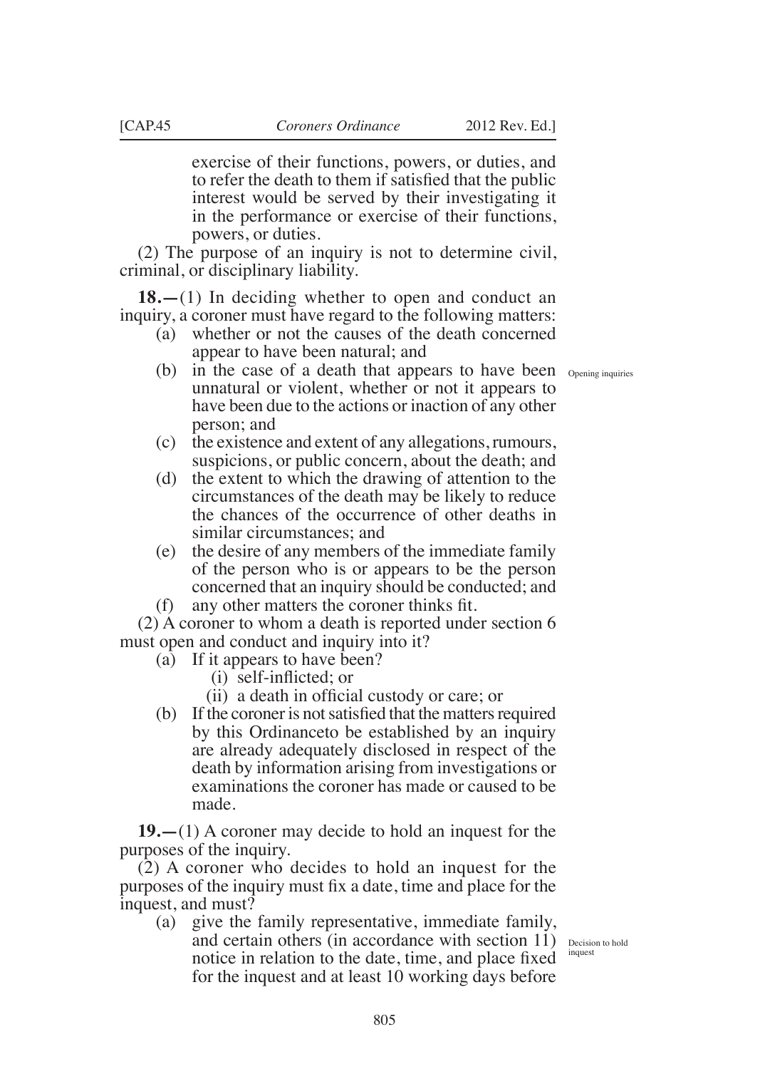exercise of their functions, powers, or duties, and to refer the death to them if satisfied that the public interest would be served by their investigating it in the performance or exercise of their functions, powers, or duties.

(2) The purpose of an inquiry is not to determine civil, criminal, or disciplinary liability.

Opening inquiries

**18.—**(1) In deciding whether to open and conduct an inquiry, a coroner must have regard to the following matters:

(a) whether or not the causes of the death concerned appear to have been natural; and

(b) in the case of a death that appears to have been unnatural or violent, whether or not it appears to have been due to the actions or inaction of any other person; and

(c) the existence and extent of any allegations, rumours, suspicions, or public concern, about the death; and

(d) the extent to which the drawing of attention to the circumstances of the death may be likely to reduce the chances of the occurrence of other deaths in similar circumstances; and

(e) the desire of any members of the immediate family of the person who is or appears to be the person concerned that an inquiry should be conducted; and

(f) any other matters the coroner thinks fit.

(2) A coroner to whom a death is reported under section 6 must open and conduct and inquiry into it?

(a) If it appears to have been?

(i) self-inflicted; or

(ii) a death in official custody or care; or

(b) If the coroner is not satisfied that the matters required by this Ordinanceto be established by an inquiry are already adequately disclosed in respect of the death by information arising from investigations or examinations the coroner has made or caused to be made.

Decision to hold inquest

**19.—**(1) A coroner may decide to hold an inquest for the purposes of the inquiry.

(2) A coroner who decides to hold an inquest for the purposes of the inquiry must fix a date, time and place for the inquest, and must?

(a) give the family representative, immediate family, and certain others (in accordance with section 11) notice in relation to the date, time, and place fixed for the inquest and at least 10 working days before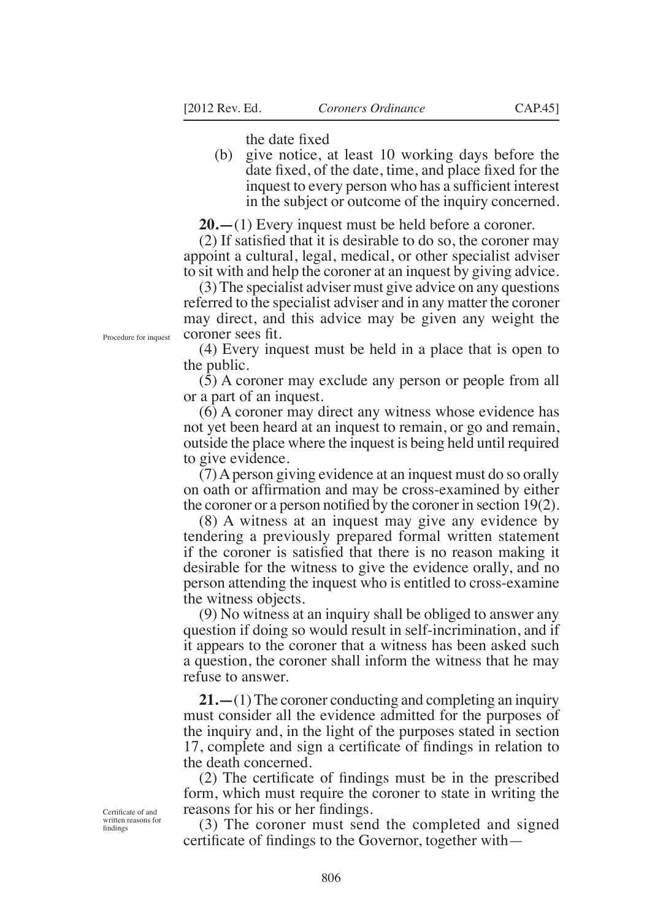the date fixed

(b) give notice, at least 10 working days before the date fixed, of the date, time, and place fixed for the inquest to every person who has a sufficient interest in the subject or outcome of the inquiry concerned.

Procedure for inquest

**20.**—(1) Every inquest must be held before a coroner.

(2) If satisfied that it is desirable to do so, the coroner may appoint a cultural, legal, medical, or other specialist adviser to sit with and help the coroner at an inquest by giving advice.

(3) The specialist adviser must give advice on any questions referred to the specialist adviser and in any matter the coroner may direct, and this advice may be given any weight the coroner sees fit.

(4) Every inquest must be held in a place that is open to the public.

(5) A coroner may exclude any person or people from all or a part of an inquest.

(6) A coroner may direct any witness whose evidence has not yet been heard at an inquest to remain, or go and remain, outside the place where the inquest is being held until required to give evidence.

(7) A person giving evidence at an inquest must do so orally on oath or affirmation and may be cross-examined by either the coroner or a person notified by the coroner in section 19(2).

(8) A witness at an inquest may give any evidence by tendering a previously prepared formal written statement if the coroner is satisfied that there is no reason making it desirable for the witness to give the evidence orally, and no person attending the inquest who is entitled to cross-examine the witness objects.

(9) No witness at an inquiry shall be obliged to answer any question if doing so would result in self-incrimination, and if it appears to the coroner that a witness has been asked such a question, the coroner shall inform the witness that he may refuse to answer.

Certificate of and written reasons for findings

**21.**—(1) The coroner conducting and completing an inquiry must consider all the evidence admitted for the purposes of the inquiry and, in the light of the purposes stated in section 17, complete and sign a certificate of findings in relation to the death concerned.

(2) The certificate of findings must be in the prescribed form, which must require the coroner to state in writing the reasons for his or her findings.

(3) The coroner must send the completed and signed certificate of findings to the Governor, together with—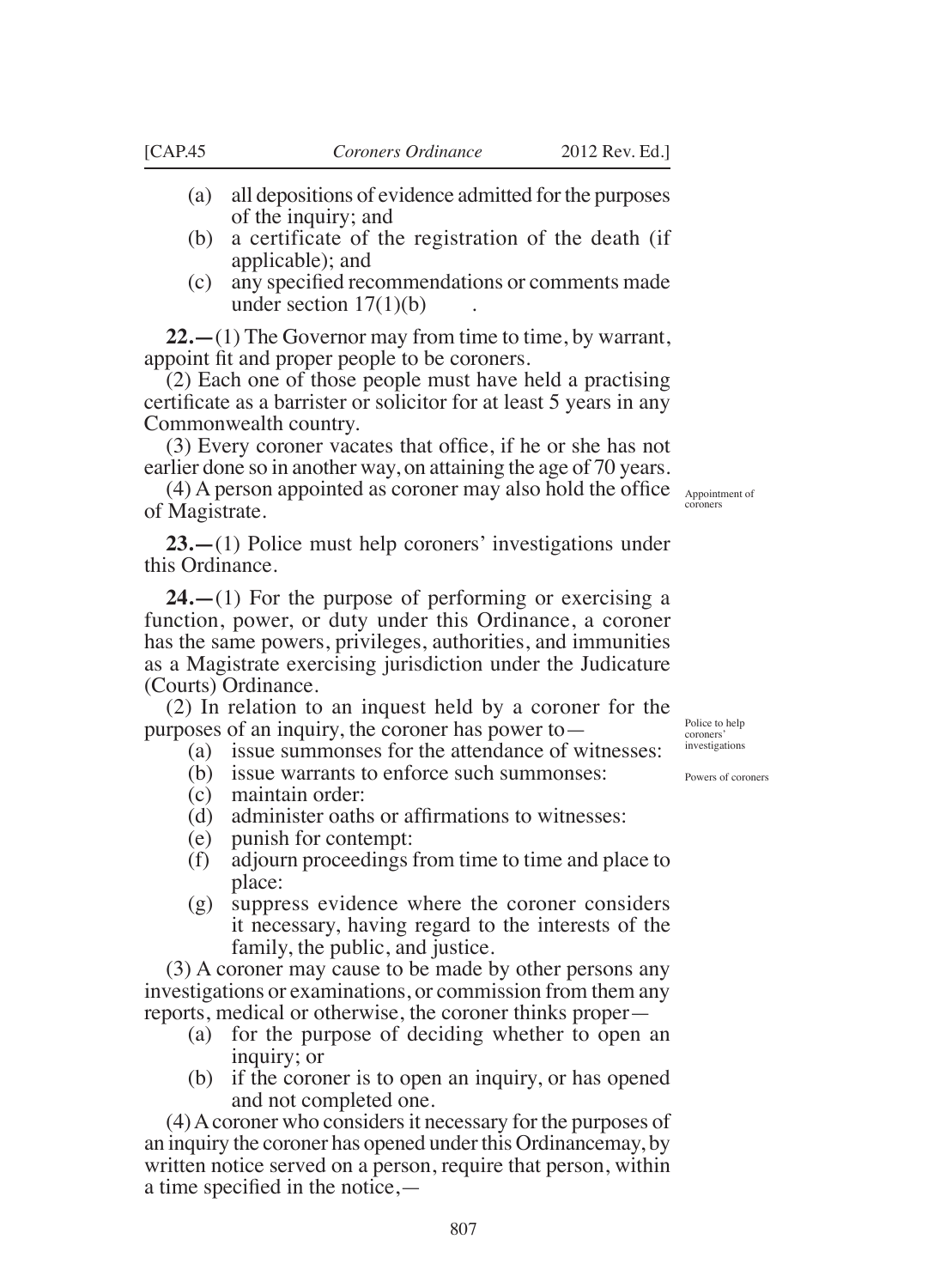(a) all depositions of evidence admitted for the purposes of the inquiry; and

(b) a certificate of the registration of the death (if applicable); and

(c) any specified recommendations or comments made under section 17(1)(b) .

Appointment of coroners

**22.—**(1) The Governor may from time to time, by warrant, appoint fit and proper people to be coroners.

(2) Each one of those people must have held a practising certificate as a barrister or solicitor for at least 5 years in any Commonwealth country.

(3) Every coroner vacates that office, if he or she has not earlier done so in another way, on attaining the age of 70 years.

(4) A person appointed as coroner may also hold the office of Magistrate.

Police to help coroners' investigations

**23.—**(1) Police must help coroners' investigations under this Ordinance.

Powers of coroners

**24.—**(1) For the purpose of performing or exercising a function, power, or duty under this Ordinance, a coroner has the same powers, privileges, authorities, and immunities as a Magistrate exercising jurisdiction under the Judicature (Courts) Ordinance.

(2) In relation to an inquest held by a coroner for the purposes of an inquiry, the coroner has power to—

(a) issue summonses for the attendance of witnesses:

(b) issue warrants to enforce such summonses:

(c) maintain order:

(d) administer oaths or affirmations to witnesses:

(e) punish for contempt:

(f) adjourn proceedings from time to time and place to place:

(g) suppress evidence where the coroner considers it necessary, having regard to the interests of the family, the public, and justice.

(3) A coroner may cause to be made by other persons any investigations or examinations, or commission from them any reports, medical or otherwise, the coroner thinks proper—

(a) for the purpose of deciding whether to open an inquiry; or

(b) if the coroner is to open an inquiry, or has opened and not completed one.

(4) A coroner who considers it necessary for the purposes of an inquiry the coroner has opened under this Ordinancemay, by written notice served on a person, require that person, within a time specified in the notice,—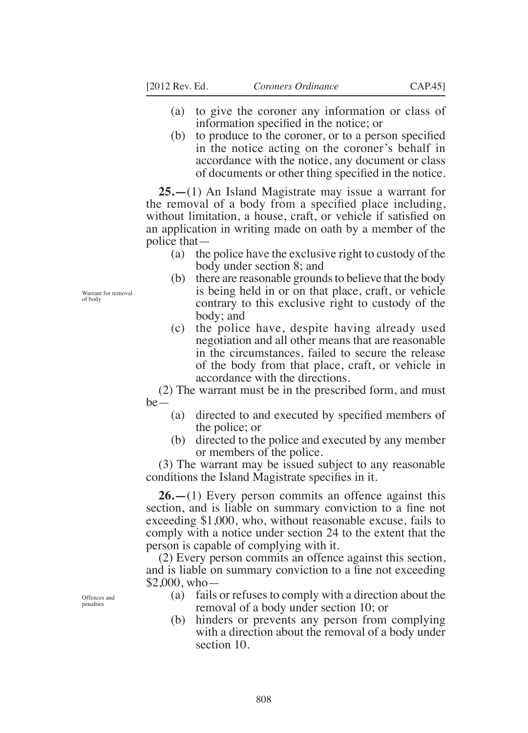(a) to give the coroner any information or class of information specified in the notice; or

(b) to produce to the coroner, or to a person specified in the notice acting on the coroner's behalf in accordance with the notice, any document or class of documents or other thing specified in the notice.

Warrant for removal of body

**25.**—(1) An Island Magistrate may issue a warrant for the removal of a body from a specified place including, without limitation, a house, craft, or vehicle if satisfied on an application in writing made on oath by a member of the police that—

(a) the police have the exclusive right to custody of the body under section 8; and

(b) there are reasonable grounds to believe that the body is being held in or on that place, craft, or vehicle contrary to this exclusive right to custody of the body; and

(c) the police have, despite having already used negotiation and all other means that are reasonable in the circumstances, failed to secure the release of the body from that place, craft, or vehicle in accordance with the directions.

(2) The warrant must be in the prescribed form, and must be—

(a) directed to and executed by specified members of the police; or

(b) directed to the police and executed by any member or members of the police.

(3) The warrant may be issued subject to any reasonable conditions the Island Magistrate specifies in it.

Offences and penalties

**26.**—(1) Every person commits an offence against this section, and is liable on summary conviction to a fine not exceeding $1,000, who, without reasonable excuse, fails to comply with a notice under section 24 to the extent that the person is capable of complying with it.

(2) Every person commits an offence against this section, and is liable on summary conviction to a fine not exceeding $2,000, who—

(a) fails or refuses to comply with a direction about the removal of a body under section 10; or

(b) hinders or prevents any person from complying with a direction about the removal of a body under section 10.